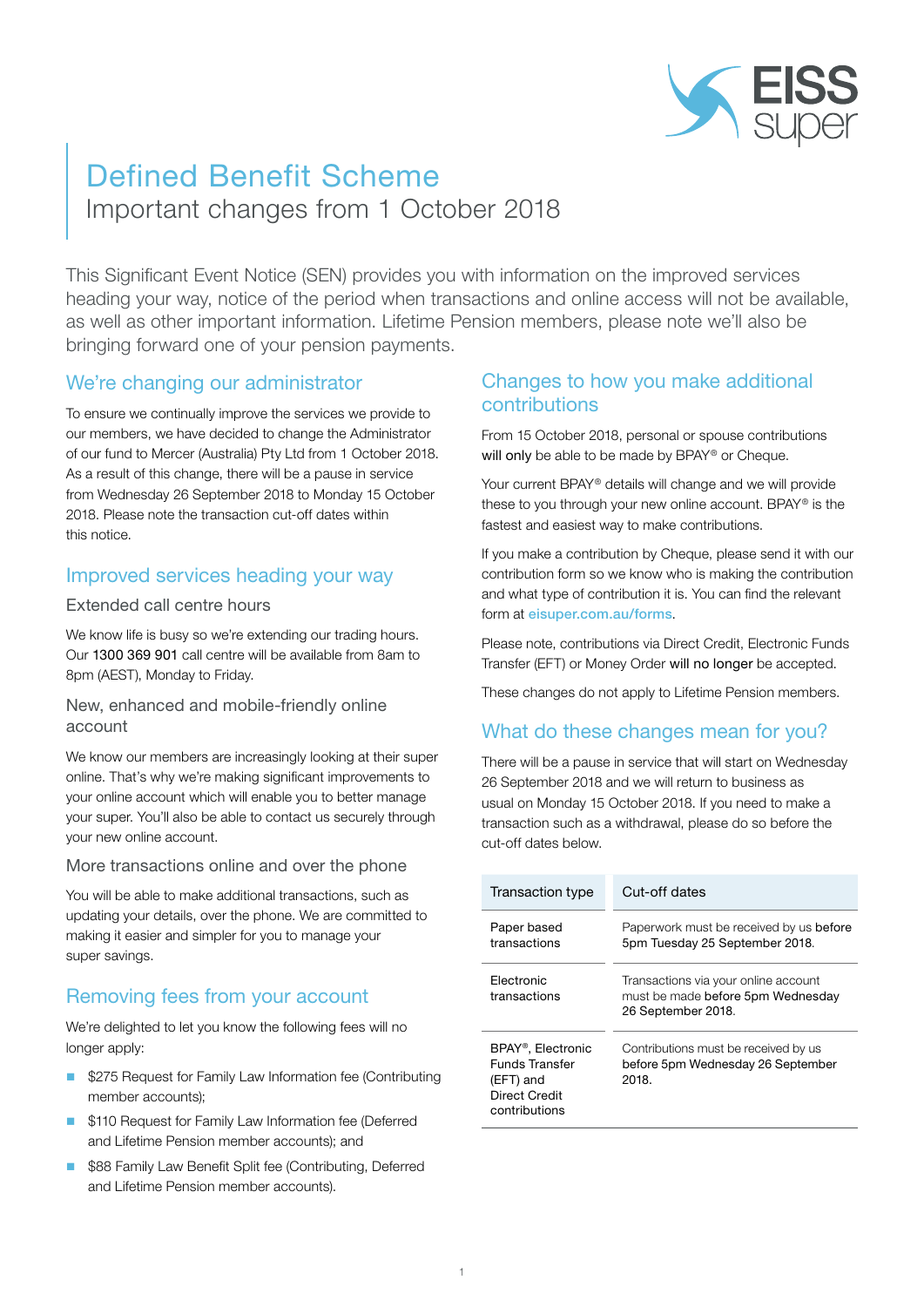# Defined Benefit Scheme

Important changes from 1 October 2018

This Significant Event Notice (SEN) provides you with information on the improved services heading your way, notice of the period when transactions and online access will not be available, as well as other important information. Lifetime Pension members, please note we'll also be bringing forward one of your pension payments.

## We're changing our administrator

To ensure we continually improve the services we provide to our members, we have decided to change the Administrator of our fund to Mercer (Australia) Pty Ltd from 1 October 2018. As a result of this change, there will be a pause in service from Wednesday 26 September 2018 to Monday 15 October 2018. Please note the transaction cut-off dates within this notice.

## Improved services heading your way

### Extended call centre hours

We know life is busy so we're extending our trading hours. Our **1300 369 901** call centre will be available from 8am to 8pm (AEST), Monday to Friday.

### New, enhanced and mobile-friendly online account

We know our members are increasingly looking at their super online. That's why we're making significant improvements to your online account which will enable you to better manage your super. You'll also be able to contact us securely through your new online account.

### More transactions online and over the phone

You will be able to make additional transactions, such as updating your details, over the phone. We are committed to making it easier and simpler for you to manage your super savings.

## Removing fees from your account

We're delighted to let you know the following fees will no longer apply:

- $275 Request for Family Law Information fee (Contributing member accounts);
- $110 Request for Family Law Information fee (Deferred and Lifetime Pension member accounts); and
- $88 Family Law Benefit Split fee (Contributing, Deferred and Lifetime Pension member accounts).

## Changes to how you make additional contributions

From 15 October 2018, personal or spouse contributions **will only** be able to be made by BPAY® or Cheque.

Your current BPAY® details will change and we will provide these to you through your new online account. BPAY® is the fastest and easiest way to make contributions.

If you make a contribution by Cheque, please send it with our contribution form so we know who is making the contribution and what type of contribution it is. You can find the relevant form at eisuper.com.au/forms.

Please note, contributions via Direct Credit, Electronic Funds Transfer (EFT) or Money Order **will no longer** be accepted.

These changes do not apply to Lifetime Pension members.

## What do these changes mean for you?

There will be a pause in service that will start on Wednesday 26 September 2018 and we will return to business as usual on Monday 15 October 2018. If you need to make a transaction such as a withdrawal, please do so before the cut-off dates below.

| Transaction type | Cut-off dates |
| --- | --- |
| Paper based transactions | Paperwork must be received by us **before** 5pm Tuesday 25 September 2018. |
| Electronic transactions | Transactions via your online account must be made **before** 5pm Wednesday 26 September 2018. |
| BPAY®, Electronic Funds Transfer (EFT) and Direct Credit contributions | Contributions must be received by us **before** 5pm Wednesday 26 September 2018. |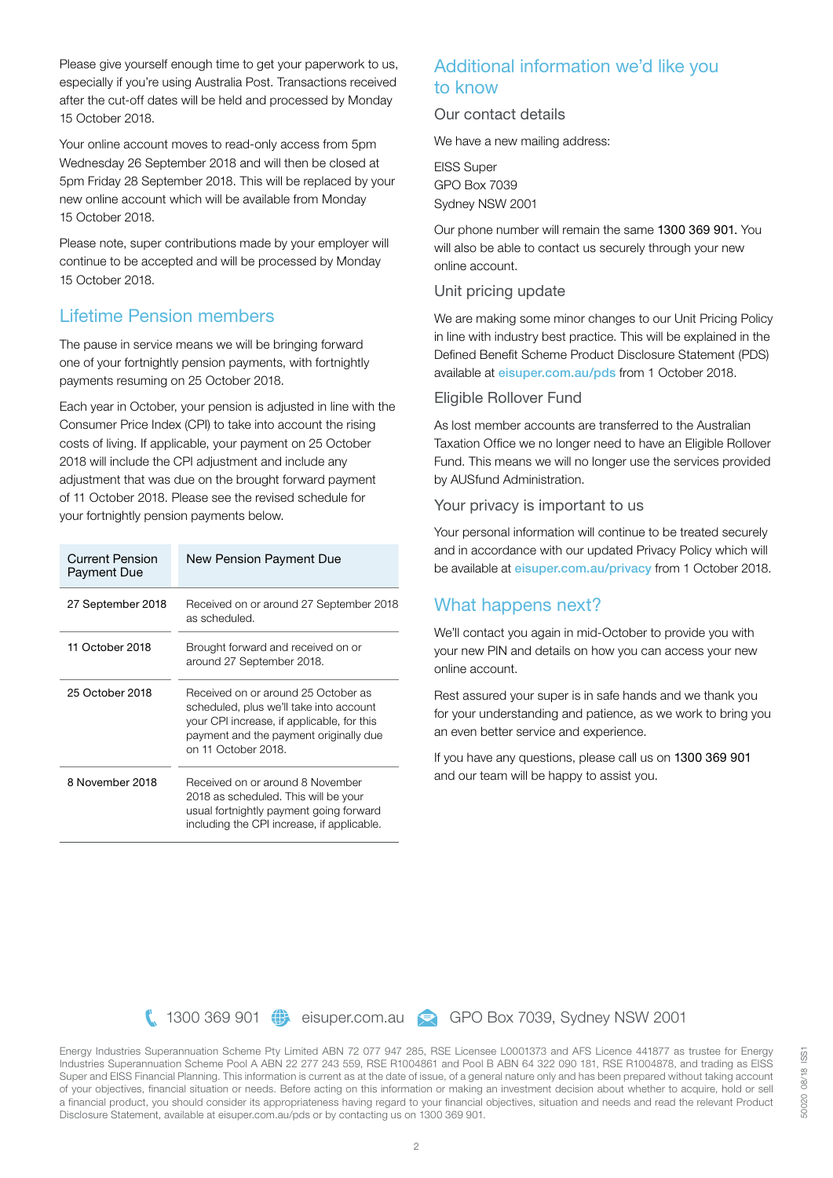Please give yourself enough time to get your paperwork to us, especially if you're using Australia Post. Transactions received after the cut-off dates will be held and processed by Monday 15 October 2018.

Your online account moves to read-only access from 5pm Wednesday 26 September 2018 and will then be closed at 5pm Friday 28 September 2018. This will be replaced by your new online account which will be available from Monday 15 October 2018.

Please note, super contributions made by your employer will continue to be accepted and will be processed by Monday 15 October 2018.

## Lifetime Pension members

The pause in service means we will be bringing forward one of your fortnightly pension payments, with fortnightly payments resuming on 25 October 2018.

Each year in October, your pension is adjusted in line with the Consumer Price Index (CPI) to take into account the rising costs of living. If applicable, your payment on 25 October 2018 will include the CPI adjustment and include any adjustment that was due on the brought forward payment of 11 October 2018. Please see the revised schedule for your fortnightly pension payments below.

| Current Pension Payment Due | New Pension Payment Due |
|---|---|
| 27 September 2018 | Received on or around 27 September 2018 as scheduled. |
| 11 October 2018 | Brought forward and received on or around 27 September 2018. |
| 25 October 2018 | Received on or around 25 October as scheduled, plus we'll take into account your CPI increase, if applicable, for this payment and the payment originally due on 11 October 2018. |
| 8 November 2018 | Received on or around 8 November 2018 as scheduled. This will be your usual fortnightly payment going forward including the CPI increase, if applicable. |

## Additional information we'd like you to know

### Our contact details

We have a new mailing address:

EISS Super
GPO Box 7039
Sydney NSW 2001

Our phone number will remain the same 1300 369 901. You will also be able to contact us securely through your new online account.

### Unit pricing update

We are making some minor changes to our Unit Pricing Policy in line with industry best practice. This will be explained in the Defined Benefit Scheme Product Disclosure Statement (PDS) available at eisuper.com.au/pds from 1 October 2018.

### Eligible Rollover Fund

As lost member accounts are transferred to the Australian Taxation Office we no longer need to have an Eligible Rollover Fund. This means we will no longer use the services provided by AUSfund Administration.

### Your privacy is important to us

Your personal information will continue to be treated securely and in accordance with our updated Privacy Policy which will be available at eisuper.com.au/privacy from 1 October 2018.

## What happens next?

We'll contact you again in mid-October to provide you with your new PIN and details on how you can access your new online account.

Rest assured your super is in safe hands and we thank you for your understanding and patience, as we work to bring you an even better service and experience.

If you have any questions, please call us on 1300 369 901 and our team will be happy to assist you.

1300 369 901 eisuper.com.au GPO Box 7039, Sydney NSW 2001

Energy Industries Superannuation Scheme Pty Limited ABN 72 077 947 285, RSE Licensee L0001373 and AFS Licence 441877 as trustee for Energy Industries Superannuation Scheme Pool A ABN 22 277 243 559, RSE R1004861 and Pool B ABN 64 322 090 181, RSE R1004878, and trading as EISS Super and EISS Financial Planning. This information is current as at the date of issue, of a general nature only and has been prepared without taking account of your objectives, financial situation or needs. Before acting on this information or making an investment decision about whether to acquire, hold or sell a financial product, you should consider its appropriateness having regard to your financial objectives, situation and needs and read the relevant Product Disclosure Statement, available at eisuper.com.au/pds or by contacting us on 1300 369 901.

50020 08/18 ISS1